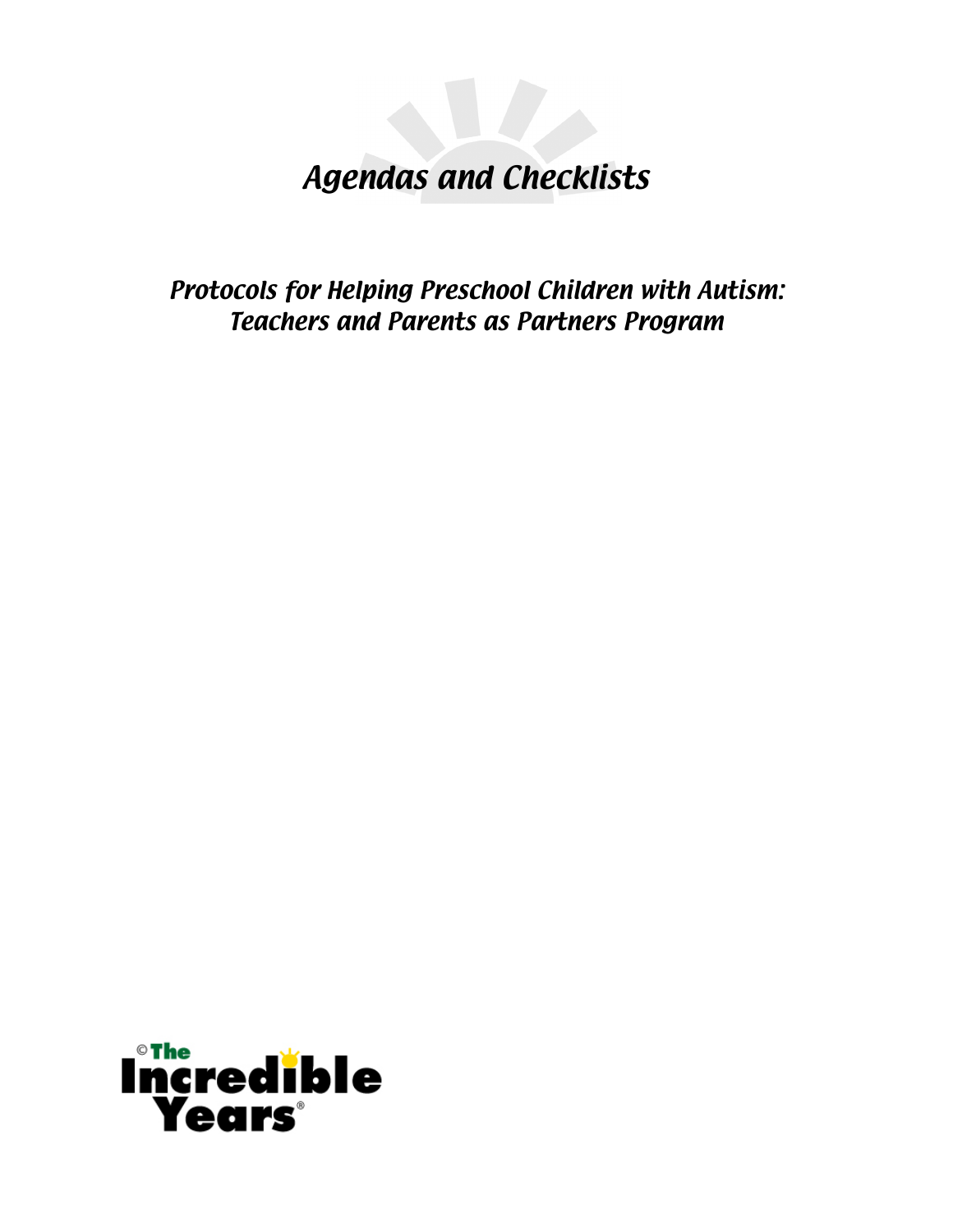# *Agendas and Checklists*

## *Protocols for Helping Preschool Children with Autism: Teachers and Parents as Partners Program*

© The Incredible Years®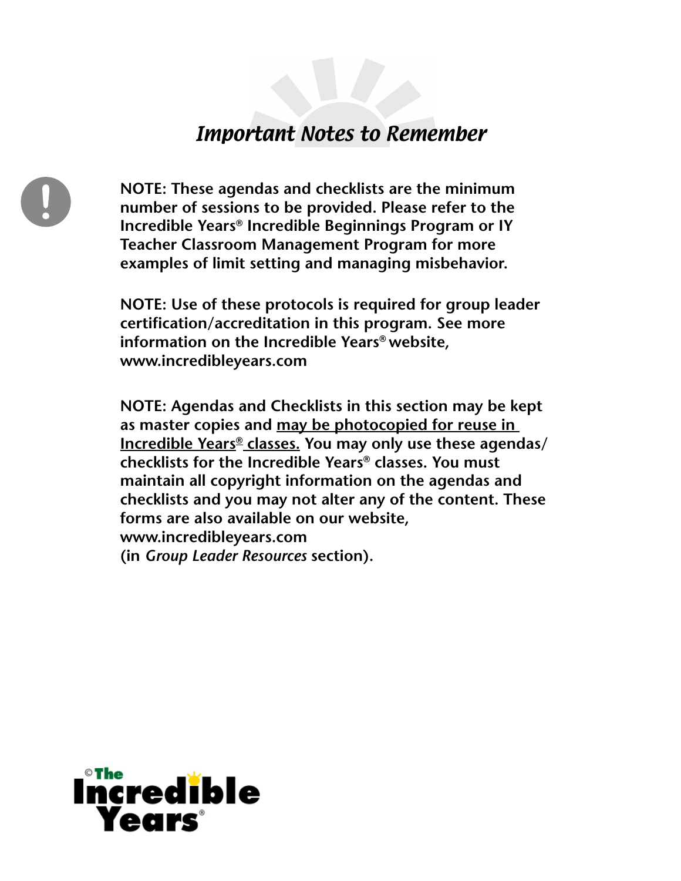# *Important Notes to Remember*

**NOTE: These agendas and checklists are the minimum number of sessions to be provided. Please refer to the Incredible Years® Incredible Beginnings Program or IY Teacher Classroom Management Program for more examples of limit setting and managing misbehavior.**

**NOTE: Use of these protocols is required for group leader certification/accreditation in this program. See more information on the Incredible Years® website, www.incredibleyears.com**

**NOTE: Agendas and Checklists in this section may be kept as master copies and <u>may be photocopied for reuse in Incredible Years® classes.</u> You may only use these agendas/ checklists for the Incredible Years® classes. You must maintain all copyright information on the agendas and checklists and you may not alter any of the content. These forms are also available on our website, www.incredibleyears.com (in *Group Leader Resources* section).**

©The Incredible Years®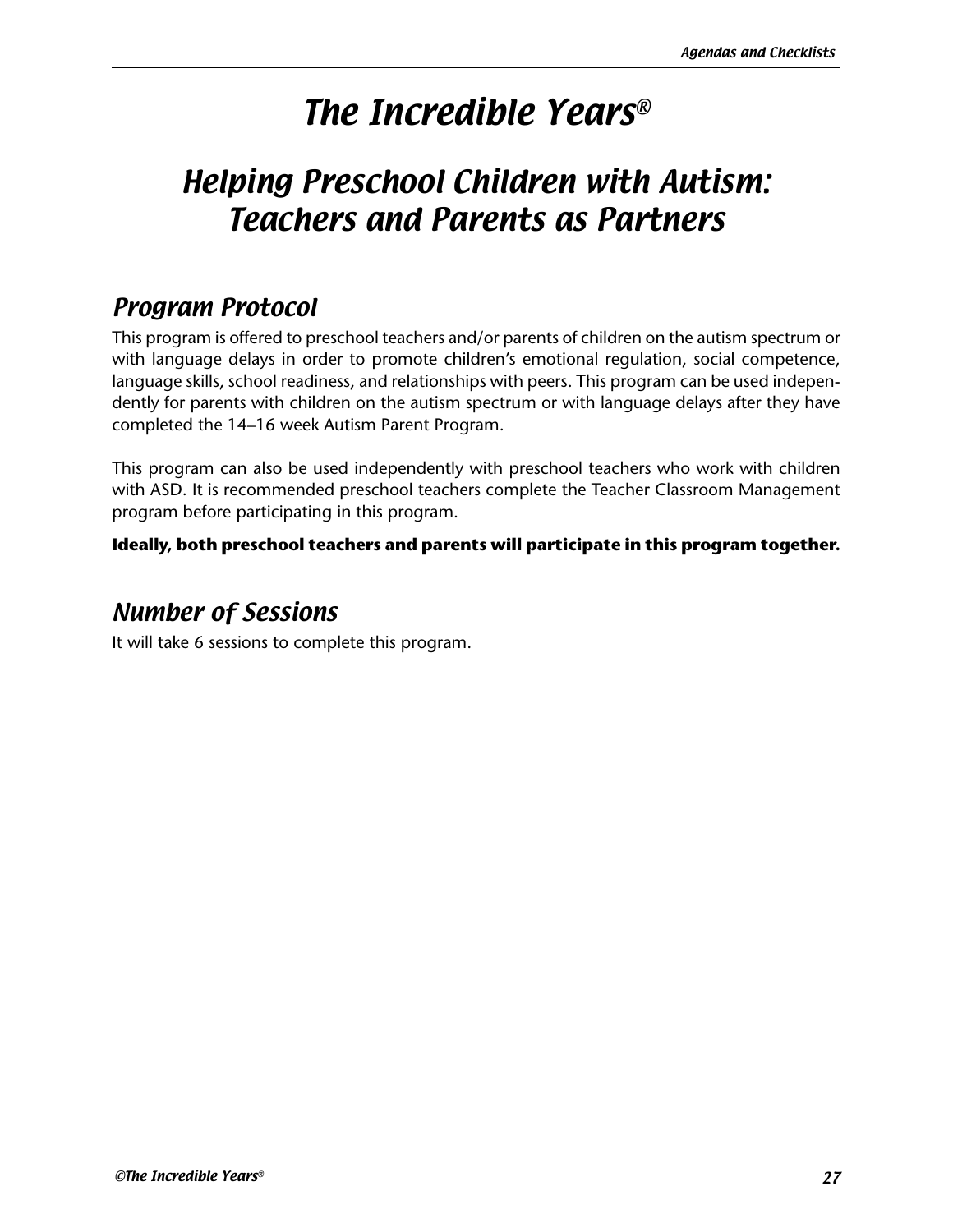# The Incredible Years®

## Helping Preschool Children with Autism: Teachers and Parents as Partners

### Program Protocol

This program is offered to preschool teachers and/or parents of children on the autism spectrum or with language delays in order to promote children's emotional regulation, social competence, language skills, school readiness, and relationships with peers. This program can be used independently for parents with children on the autism spectrum or with language delays after they have completed the 14–16 week Autism Parent Program.

This program can also be used independently with preschool teachers who work with children with ASD. It is recommended preschool teachers complete the Teacher Classroom Management program before participating in this program.

**Ideally, both preschool teachers and parents will participate in this program together.**

### Number of Sessions

It will take 6 sessions to complete this program.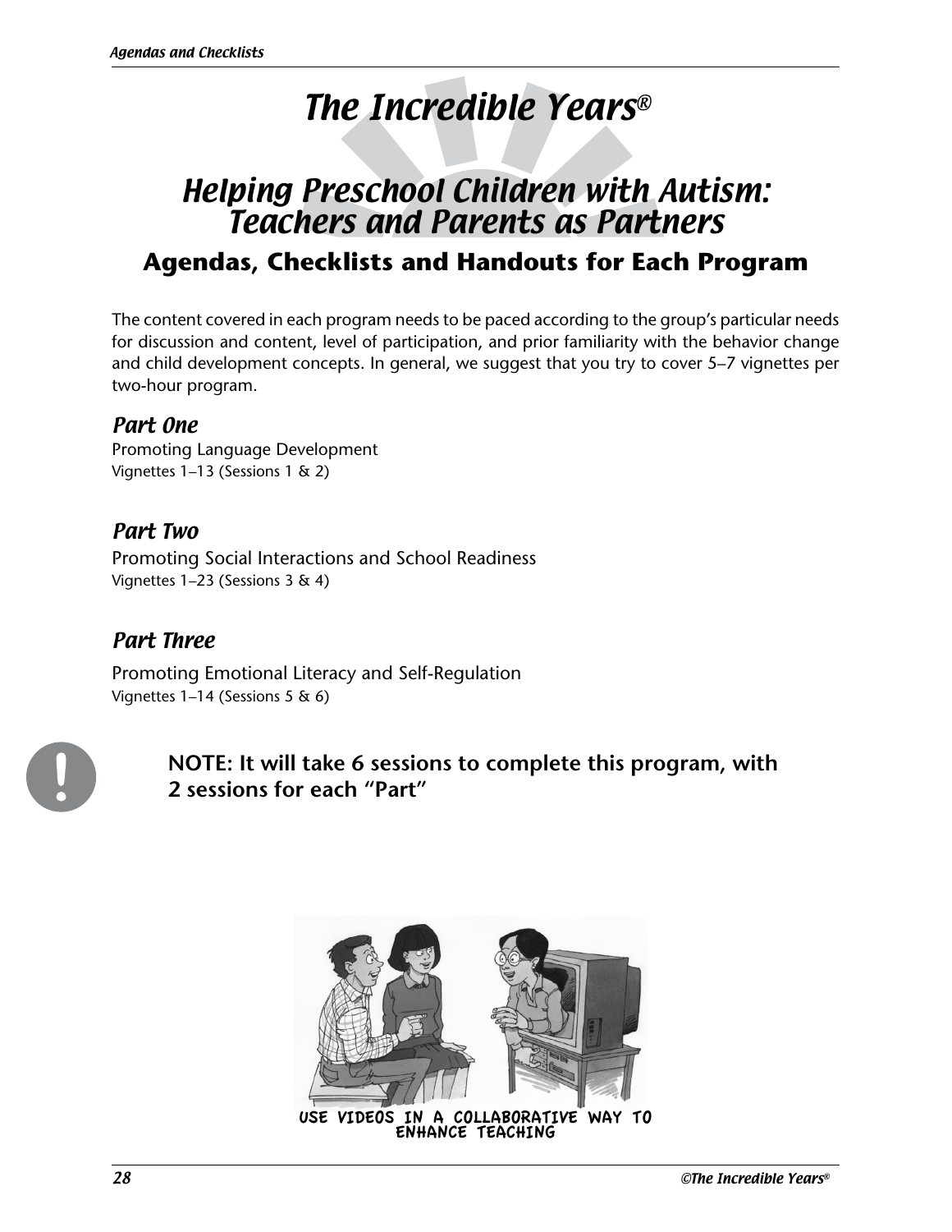# The Incredible Years®

## Helping Preschool Children with Autism: Teachers and Parents as Partners

### Agendas, Checklists and Handouts for Each Program

The content covered in each program needs to be paced according to the group's particular needs for discussion and content, level of participation, and prior familiarity with the behavior change and child development concepts. In general, we suggest that you try to cover 5–7 vignettes per two-hour program.

### *Part One*

Promoting Language Development
Vignettes 1–13 (Sessions 1 & 2)

### *Part Two*

Promoting Social Interactions and School Readiness
Vignettes 1–23 (Sessions 3 & 4)

### *Part Three*

Promoting Emotional Literacy and Self-Regulation
Vignettes 1–14 (Sessions 5 & 6)

**NOTE: It will take 6 sessions to complete this program, with 2 sessions for each "Part"**

USE VIDEOS IN A COLLABORATIVE WAY TO ENHANCE TEACHING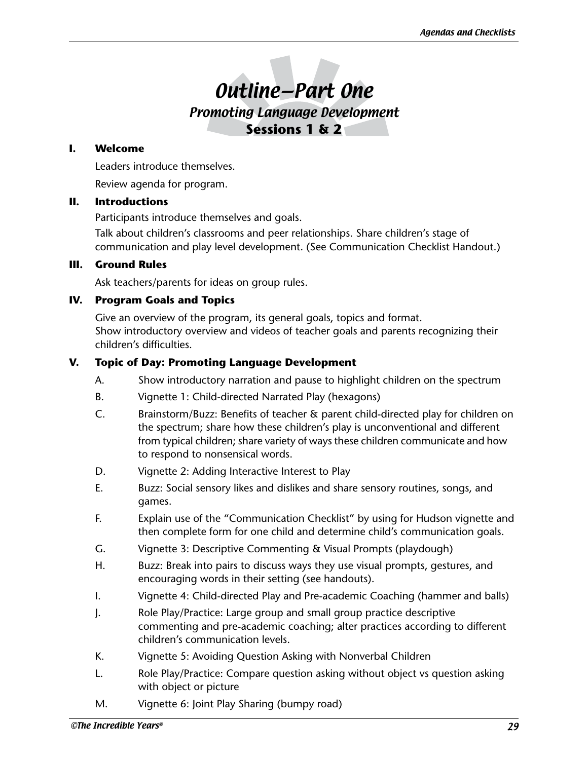# Outline—Part One

## Promoting Language Development

### Sessions 1 & 2

**I. Welcome**

Leaders introduce themselves.

Review agenda for program.

**II. Introductions**

Participants introduce themselves and goals.

Talk about children's classrooms and peer relationships. Share children's stage of communication and play level development. (See Communication Checklist Handout.)

**III. Ground Rules**

Ask teachers/parents for ideas on group rules.

**IV. Program Goals and Topics**

Give an overview of the program, its general goals, topics and format.
Show introductory overview and videos of teacher goals and parents recognizing their children's difficulties.

**V. Topic of Day: Promoting Language Development**

A. Show introductory narration and pause to highlight children on the spectrum

B. Vignette 1: Child-directed Narrated Play (hexagons)

C. Brainstorm/Buzz: Benefits of teacher & parent child-directed play for children on the spectrum; share how these children's play is unconventional and different from typical children; share variety of ways these children communicate and how to respond to nonsensical words.

D. Vignette 2: Adding Interactive Interest to Play

E. Buzz: Social sensory likes and dislikes and share sensory routines, songs, and games.

F. Explain use of the "Communication Checklist" by using for Hudson vignette and then complete form for one child and determine child's communication goals.

G. Vignette 3: Descriptive Commenting & Visual Prompts (playdough)

H. Buzz: Break into pairs to discuss ways they use visual prompts, gestures, and encouraging words in their setting (see handouts).

I. Vignette 4: Child-directed Play and Pre-academic Coaching (hammer and balls)

J. Role Play/Practice: Large group and small group practice descriptive commenting and pre-academic coaching; alter practices according to different children's communication levels.

K. Vignette 5: Avoiding Question Asking with Nonverbal Children

L. Role Play/Practice: Compare question asking without object vs question asking with object or picture

M. Vignette 6: Joint Play Sharing (bumpy road)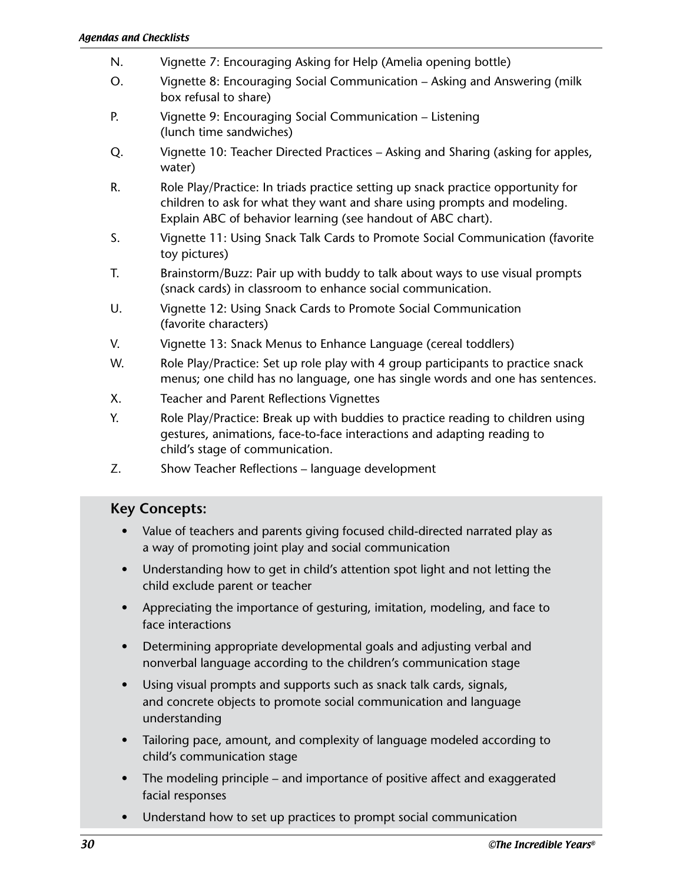N. Vignette 7: Encouraging Asking for Help (Amelia opening bottle)

O. Vignette 8: Encouraging Social Communication – Asking and Answering (milk box refusal to share)

P. Vignette 9: Encouraging Social Communication – Listening (lunch time sandwiches)

Q. Vignette 10: Teacher Directed Practices – Asking and Sharing (asking for apples, water)

R. Role Play/Practice: In triads practice setting up snack practice opportunity for children to ask for what they want and share using prompts and modeling. Explain ABC of behavior learning (see handout of ABC chart).

S. Vignette 11: Using Snack Talk Cards to Promote Social Communication (favorite toy pictures)

T. Brainstorm/Buzz: Pair up with buddy to talk about ways to use visual prompts (snack cards) in classroom to enhance social communication.

U. Vignette 12: Using Snack Cards to Promote Social Communication (favorite characters)

V. Vignette 13: Snack Menus to Enhance Language (cereal toddlers)

W. Role Play/Practice: Set up role play with 4 group participants to practice snack menus; one child has no language, one has single words and one has sentences.

X. Teacher and Parent Reflections Vignettes

Y. Role Play/Practice: Break up with buddies to practice reading to children using gestures, animations, face-to-face interactions and adapting reading to child's stage of communication.

Z. Show Teacher Reflections – language development

## Key Concepts:

- Value of teachers and parents giving focused child-directed narrated play as a way of promoting joint play and social communication
- Understanding how to get in child's attention spot light and not letting the child exclude parent or teacher
- Appreciating the importance of gesturing, imitation, modeling, and face to face interactions
- Determining appropriate developmental goals and adjusting verbal and nonverbal language according to the children's communication stage
- Using visual prompts and supports such as snack talk cards, signals, and concrete objects to promote social communication and language understanding
- Tailoring pace, amount, and complexity of language modeled according to child's communication stage
- The modeling principle – and importance of positive affect and exaggerated facial responses
- Understand how to set up practices to prompt social communication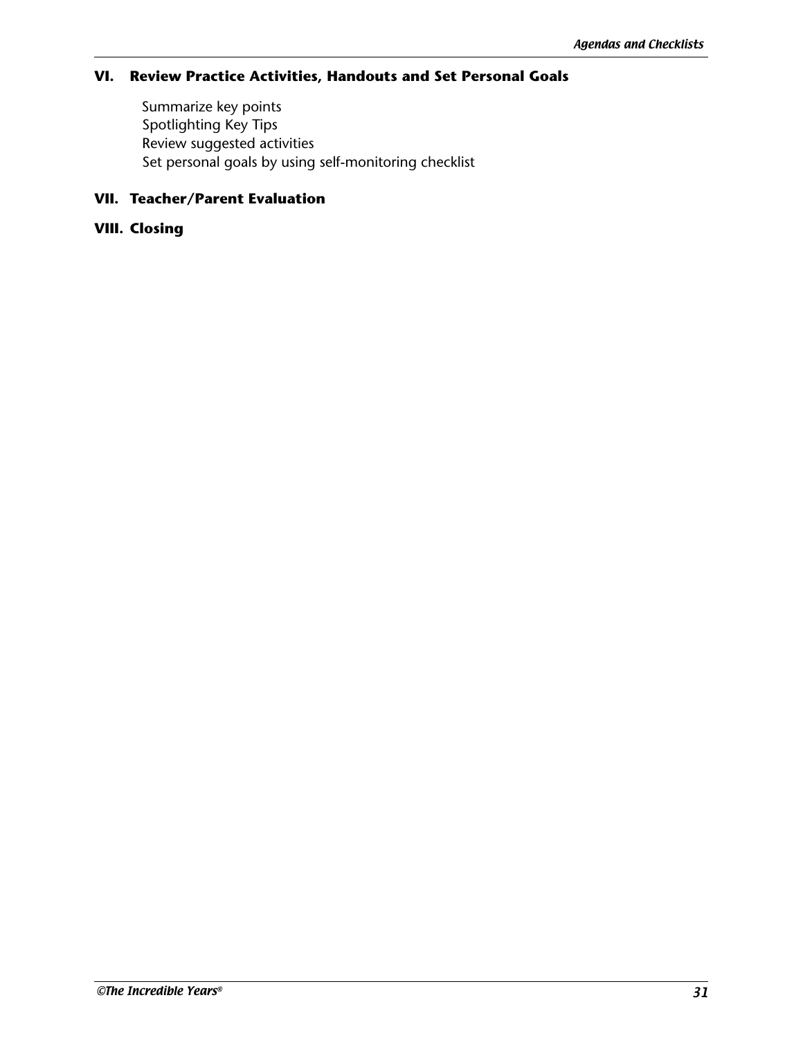### VI. Review Practice Activities, Handouts and Set Personal Goals

Summarize key points
Spotlighting Key Tips
Review suggested activities
Set personal goals by using self-monitoring checklist

### VII. Teacher/Parent Evaluation

### VIII. Closing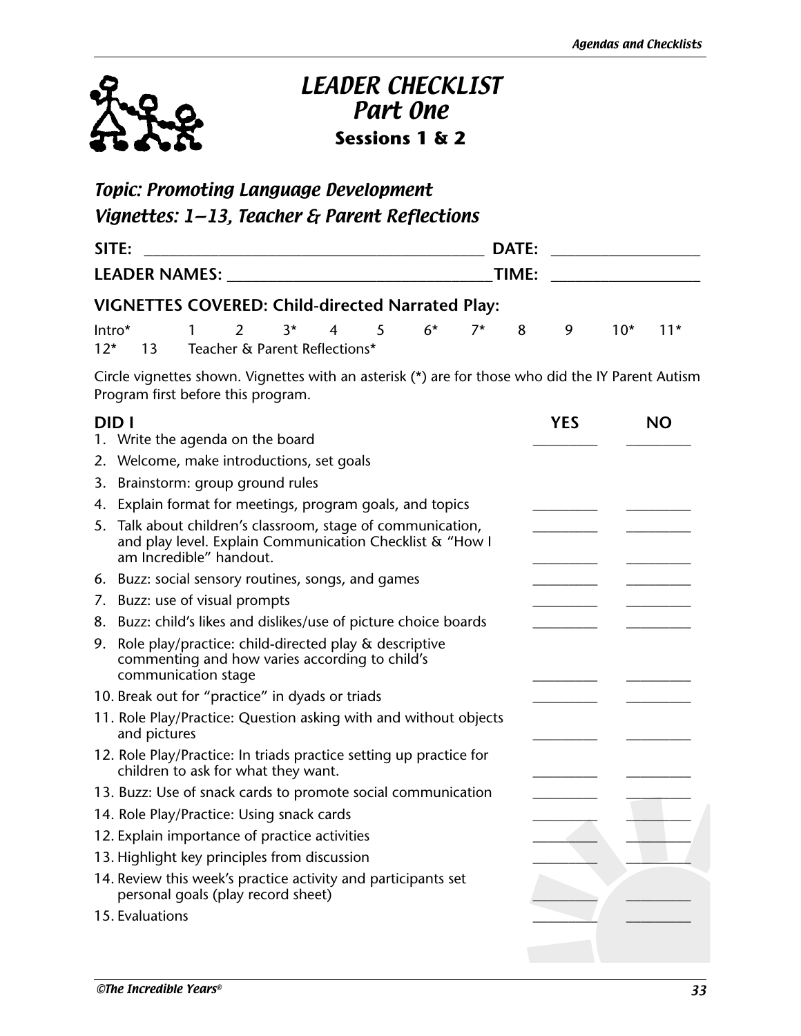# LEADER CHECKLIST
# Part One
### Sessions 1 & 2

## Topic: Promoting Language Development
## Vignettes: 1–13, Teacher & Parent Reflections

**SITE:** ________________________ **DATE:** ______________

**LEADER NAMES:** ________________________ **TIME:** ______________

**VIGNETTES COVERED: Child-directed Narrated Play:**

Intro* 1 2 3* 4 5 6* 7* 8 9 10* 11* 12* 13 Teacher & Parent Reflections*

Circle vignettes shown. Vignettes with an asterisk (*) are for those who did the IY Parent Autism Program first before this program.

| DID I | YES | NO |
|---|---|---|
| 1. Write the agenda on the board | ______ | ______ |
| 2. Welcome, make introductions, set goals | | |
| 3. Brainstorm: group ground rules | | |
| 4. Explain format for meetings, program goals, and topics | ______ | ______ |
| 5. Talk about children's classroom, stage of communication, and play level. Explain Communication Checklist & "How I am Incredible" handout. | ______ | ______ |
| 6. Buzz: social sensory routines, songs, and games | ______ | ______ |
| 7. Buzz: use of visual prompts | ______ | ______ |
| 8. Buzz: child's likes and dislikes/use of picture choice boards | ______ | ______ |
| 9. Role play/practice: child-directed play & descriptive commenting and how varies according to child's communication stage | ______ | ______ |
| 10. Break out for "practice" in dyads or triads | ______ | ______ |
| 11. Role Play/Practice: Question asking with and without objects and pictures | ______ | ______ |
| 12. Role Play/Practice: In triads practice setting up practice for children to ask for what they want. | ______ | ______ |
| 13. Buzz: Use of snack cards to promote social communication | ______ | ______ |
| 14. Role Play/Practice: Using snack cards | ______ | ______ |
| 12. Explain importance of practice activities | ______ | ______ |
| 13. Highlight key principles from discussion | ______ | ______ |
| 14. Review this week's practice activity and participants set personal goals (play record sheet) | ______ | ______ |
| 15. Evaluations | ______ | ______ |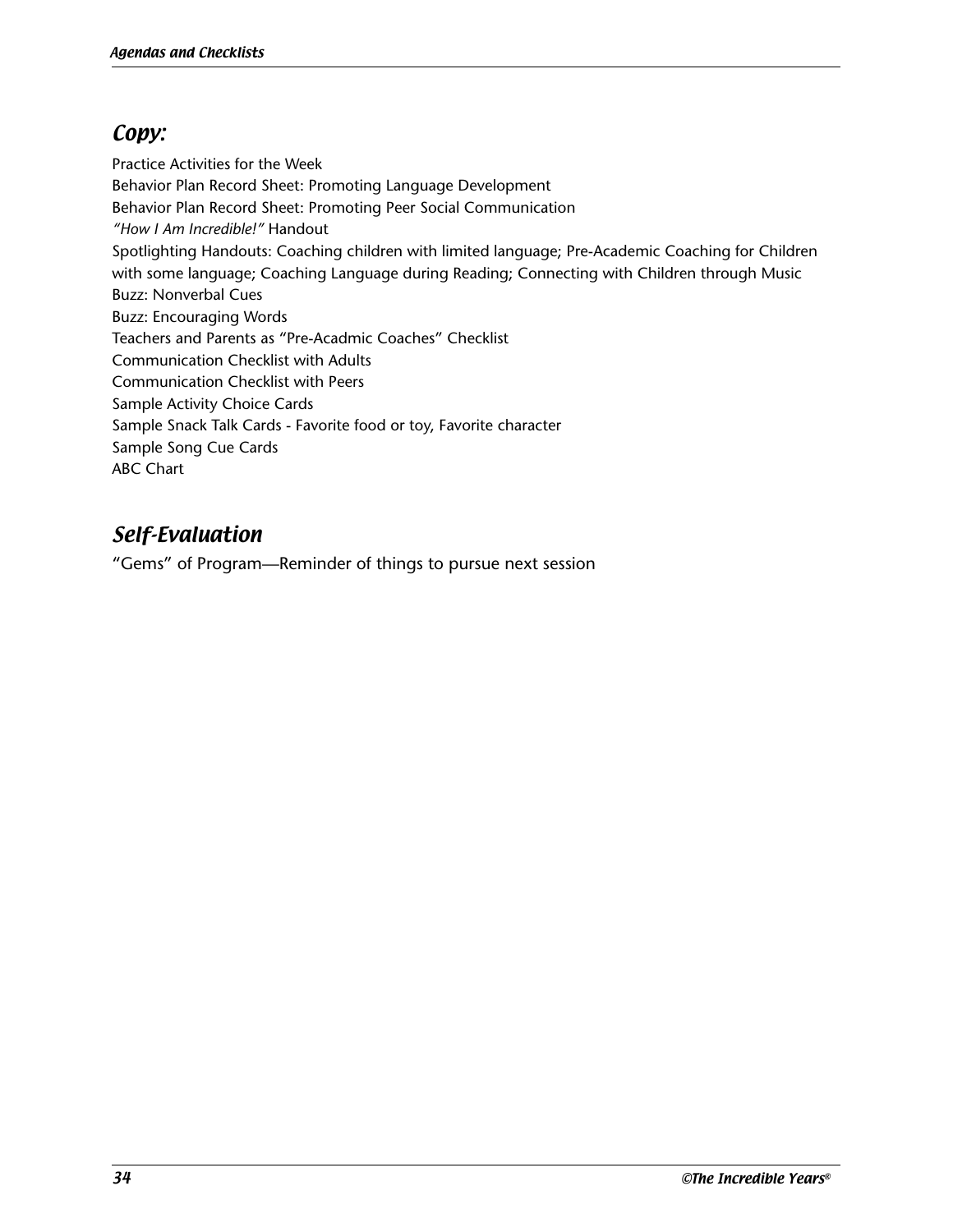## *Copy:*

Practice Activities for the Week
Behavior Plan Record Sheet: Promoting Language Development
Behavior Plan Record Sheet: Promoting Peer Social Communication
*"How I Am Incredible!"* Handout
Spotlighting Handouts: Coaching children with limited language; Pre-Academic Coaching for Children with some language; Coaching Language during Reading; Connecting with Children through Music
Buzz: Nonverbal Cues
Buzz: Encouraging Words
Teachers and Parents as "Pre-Acadmic Coaches" Checklist
Communication Checklist with Adults
Communication Checklist with Peers
Sample Activity Choice Cards
Sample Snack Talk Cards - Favorite food or toy, Favorite character
Sample Song Cue Cards
ABC Chart

## *Self-Evaluation*

"Gems" of Program—Reminder of things to pursue next session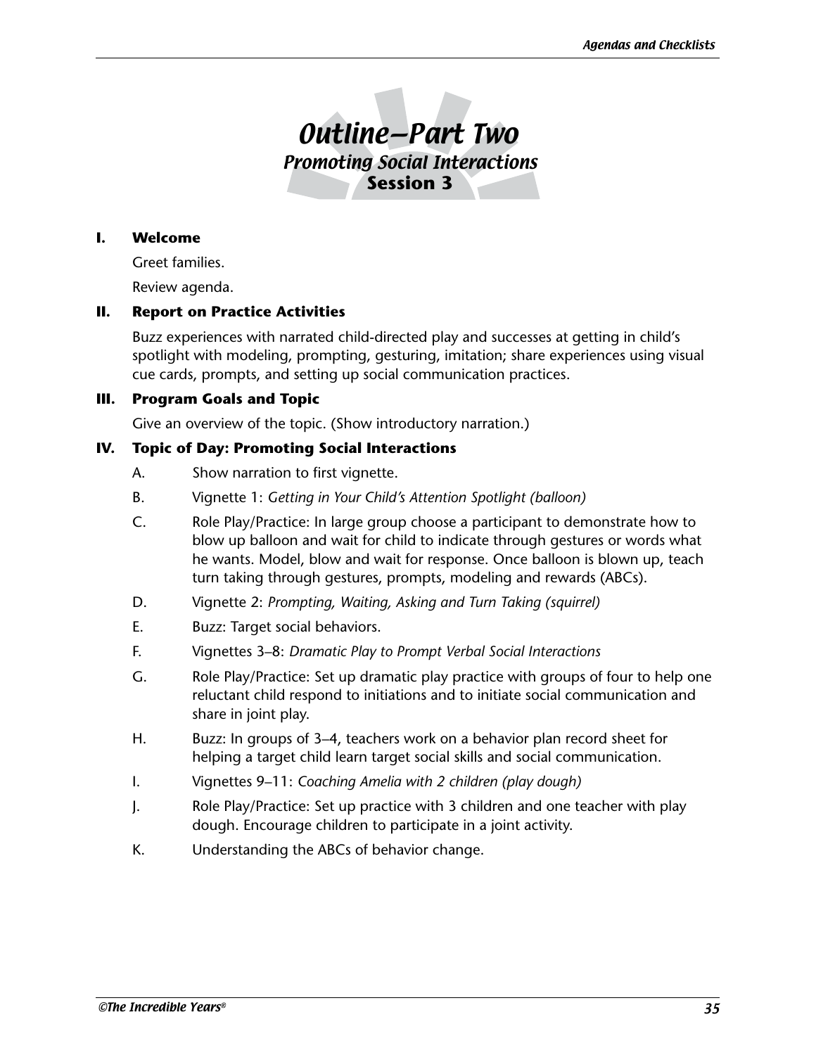# *Outline—Part Two*

## *Promoting Social Interactions*

## Session 3

**I. Welcome**

Greet families.

Review agenda.

**II. Report on Practice Activities**

Buzz experiences with narrated child-directed play and successes at getting in child's spotlight with modeling, prompting, gesturing, imitation; share experiences using visual cue cards, prompts, and setting up social communication practices.

**III. Program Goals and Topic**

Give an overview of the topic. (Show introductory narration.)

**IV. Topic of Day: Promoting Social Interactions**

A. Show narration to first vignette.

B. Vignette 1: *Getting in Your Child's Attention Spotlight (balloon)*

C. Role Play/Practice: In large group choose a participant to demonstrate how to blow up balloon and wait for child to indicate through gestures or words what he wants. Model, blow and wait for response. Once balloon is blown up, teach turn taking through gestures, prompts, modeling and rewards (ABCs).

D. Vignette 2: *Prompting, Waiting, Asking and Turn Taking (squirrel)*

E. Buzz: Target social behaviors.

F. Vignettes 3–8: *Dramatic Play to Prompt Verbal Social Interactions*

G. Role Play/Practice: Set up dramatic play practice with groups of four to help one reluctant child respond to initiations and to initiate social communication and share in joint play.

H. Buzz: In groups of 3–4, teachers work on a behavior plan record sheet for helping a target child learn target social skills and social communication.

I. Vignettes 9–11: *Coaching Amelia with 2 children (play dough)*

J. Role Play/Practice: Set up practice with 3 children and one teacher with play dough. Encourage children to participate in a joint activity.

K. Understanding the ABCs of behavior change.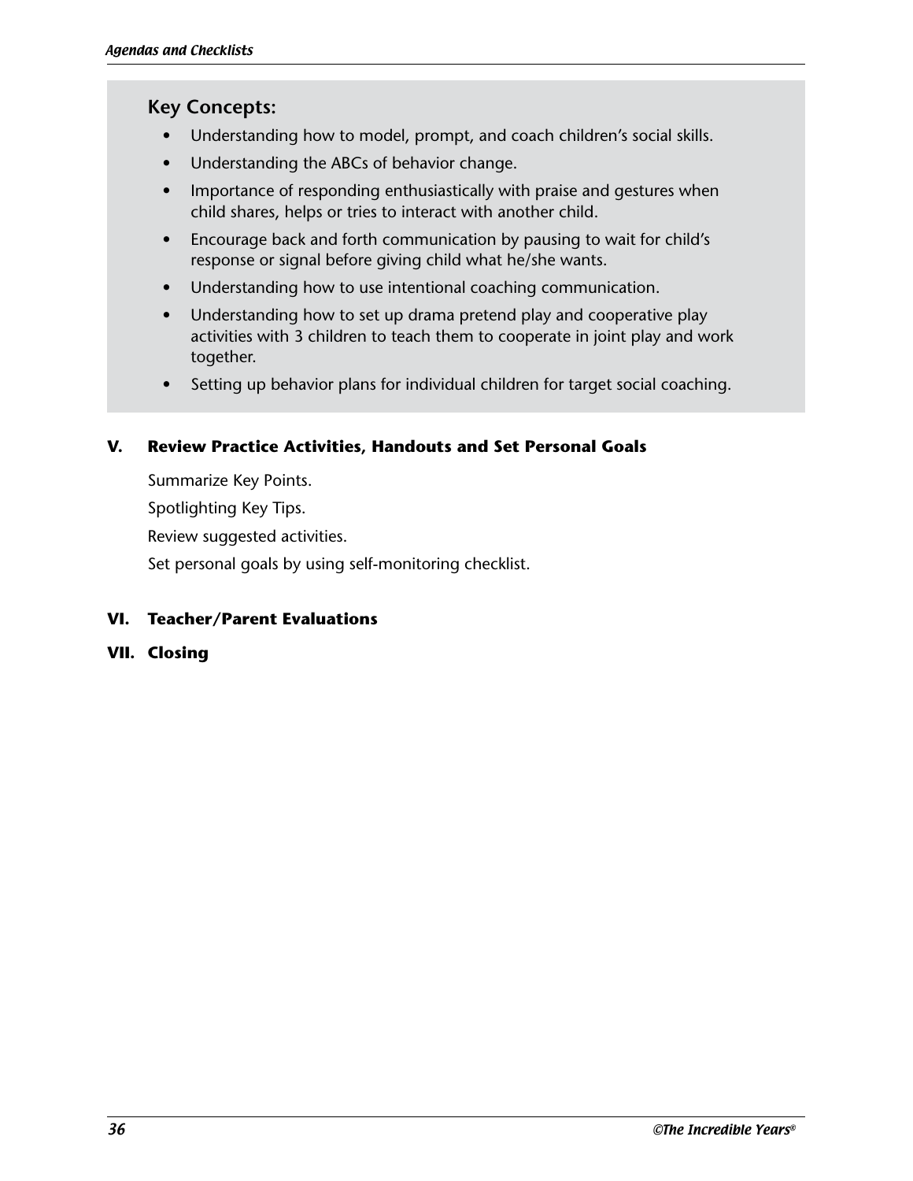## Key Concepts:

- Understanding how to model, prompt, and coach children's social skills.
- Understanding the ABCs of behavior change.
- Importance of responding enthusiastically with praise and gestures when child shares, helps or tries to interact with another child.
- Encourage back and forth communication by pausing to wait for child's response or signal before giving child what he/she wants.
- Understanding how to use intentional coaching communication.
- Understanding how to set up drama pretend play and cooperative play activities with 3 children to teach them to cooperate in joint play and work together.
- Setting up behavior plans for individual children for target social coaching.

**V. Review Practice Activities, Handouts and Set Personal Goals**

Summarize Key Points.

Spotlighting Key Tips.

Review suggested activities.

Set personal goals by using self-monitoring checklist.

**VI. Teacher/Parent Evaluations**

**VII. Closing**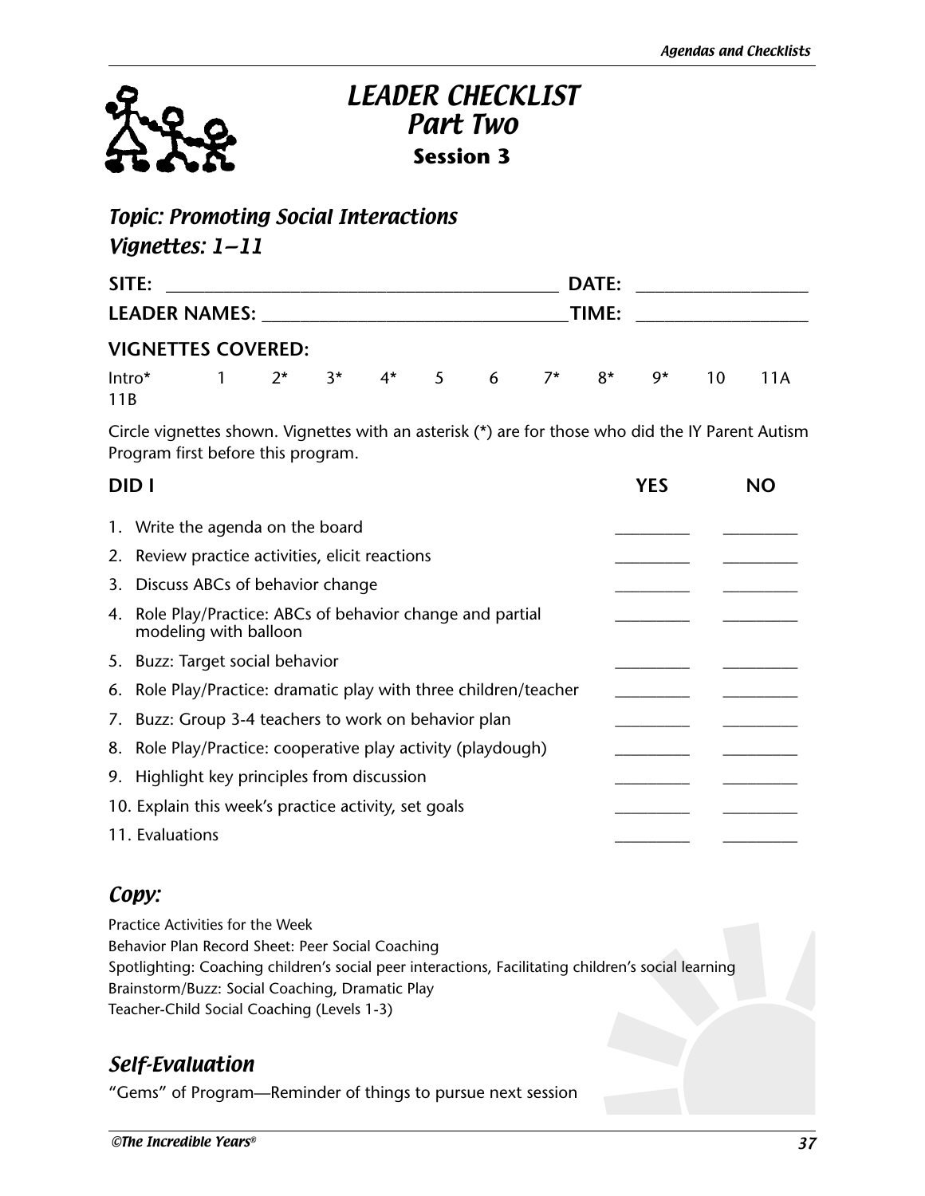# LEADER CHECKLIST
## Part Two
### Session 3

### *Topic: Promoting Social Interactions*
### *Vignettes: 1–11*

**SITE:** ________________________________________ **DATE:** ________________

**LEADER NAMES:** ______________________________ **TIME:** ________________

**VIGNETTES COVERED:**

Intro* 1 2* 3* 4* 5 6 7* 8* 9* 10 11A 11B

Circle vignettes shown. Vignettes with an asterisk (*) are for those who did the IY Parent Autism Program first before this program.

| DID I | YES | NO |
|---|---|---|
| 1. Write the agenda on the board | ________ | ________ |
| 2. Review practice activities, elicit reactions | ________ | ________ |
| 3. Discuss ABCs of behavior change | ________ | ________ |
| 4. Role Play/Practice: ABCs of behavior change and partial modeling with balloon | ________ | ________ |
| 5. Buzz: Target social behavior | ________ | ________ |
| 6. Role Play/Practice: dramatic play with three children/teacher | ________ | ________ |
| 7. Buzz: Group 3-4 teachers to work on behavior plan | ________ | ________ |
| 8. Role Play/Practice: cooperative play activity (playdough) | ________ | ________ |
| 9. Highlight key principles from discussion | ________ | ________ |
| 10. Explain this week's practice activity, set goals | ________ | ________ |
| 11. Evaluations | ________ | ________ |

## *Copy:*

Practice Activities for the Week
Behavior Plan Record Sheet: Peer Social Coaching
Spotlighting: Coaching children's social peer interactions, Facilitating children's social learning
Brainstorm/Buzz: Social Coaching, Dramatic Play
Teacher-Child Social Coaching (Levels 1-3)

## *Self-Evaluation*

"Gems" of Program—Reminder of things to pursue next session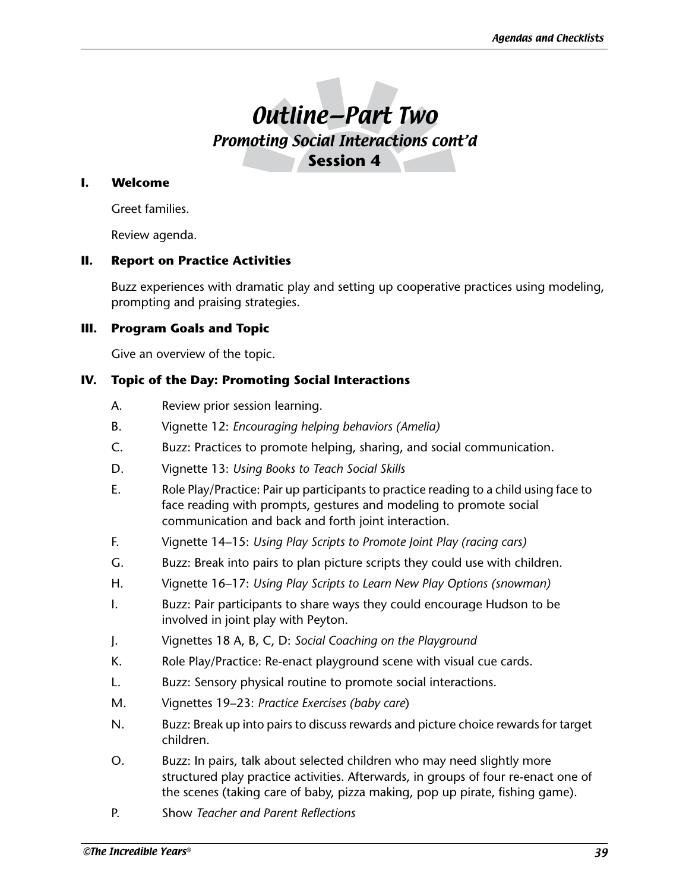# *Outline—Part Two*

## *Promoting Social Interactions cont'd*

## Session 4

### I. Welcome

Greet families.

Review agenda.

### II. Report on Practice Activities

Buzz experiences with dramatic play and setting up cooperative practices using modeling, prompting and praising strategies.

### III. Program Goals and Topic

Give an overview of the topic.

### IV. Topic of the Day: Promoting Social Interactions

A. Review prior session learning.

B. Vignette 12: *Encouraging helping behaviors (Amelia)*

C. Buzz: Practices to promote helping, sharing, and social communication.

D. Vignette 13: *Using Books to Teach Social Skills*

E. Role Play/Practice: Pair up participants to practice reading to a child using face to face reading with prompts, gestures and modeling to promote social communication and back and forth joint interaction.

F. Vignette 14–15: *Using Play Scripts to Promote Joint Play (racing cars)*

G. Buzz: Break into pairs to plan picture scripts they could use with children.

H. Vignette 16–17: *Using Play Scripts to Learn New Play Options (snowman)*

I. Buzz: Pair participants to share ways they could encourage Hudson to be involved in joint play with Peyton.

J. Vignettes 18 A, B, C, D: *Social Coaching on the Playground*

K. Role Play/Practice: Re-enact playground scene with visual cue cards.

L. Buzz: Sensory physical routine to promote social interactions.

M. Vignettes 19–23: *Practice Exercises (baby care*)

N. Buzz: Break up into pairs to discuss rewards and picture choice rewards for target children.

O. Buzz: In pairs, talk about selected children who may need slightly more structured play practice activities. Afterwards, in groups of four re-enact one of the scenes (taking care of baby, pizza making, pop up pirate, fishing game).

P. Show *Teacher and Parent Reflections*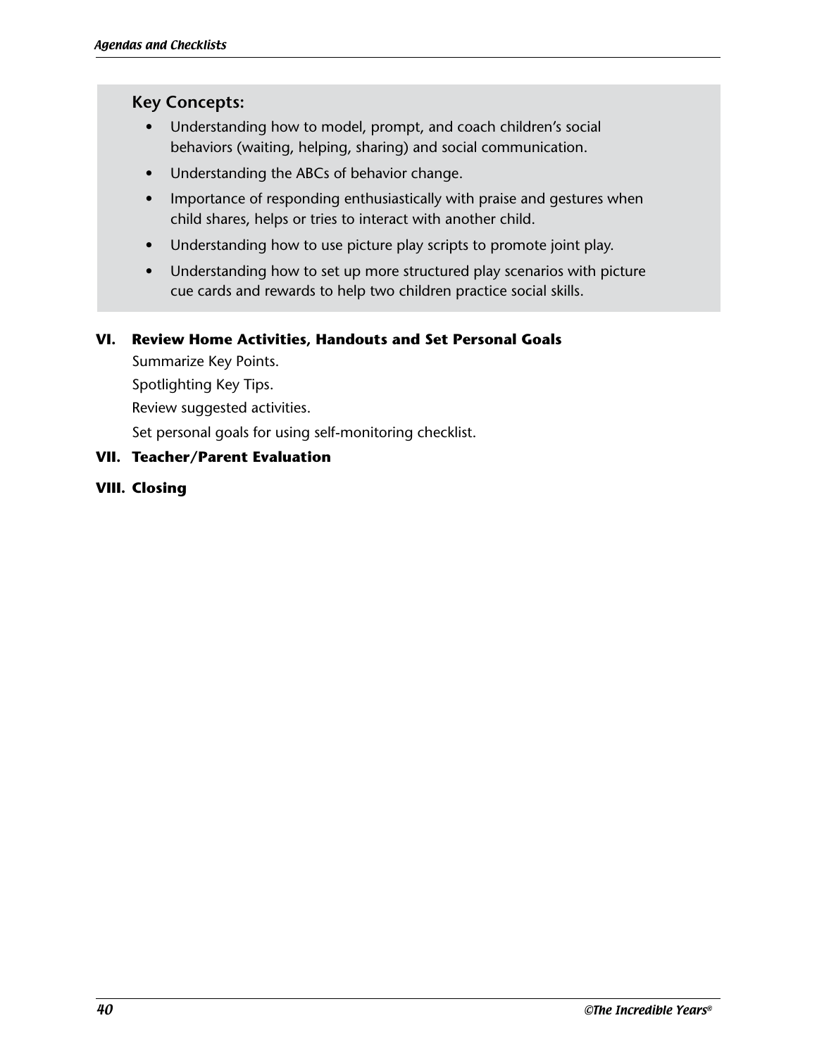**Key Concepts:**

- Understanding how to model, prompt, and coach children's social behaviors (waiting, helping, sharing) and social communication.
- Understanding the ABCs of behavior change.
- Importance of responding enthusiastically with praise and gestures when child shares, helps or tries to interact with another child.
- Understanding how to use picture play scripts to promote joint play.
- Understanding how to set up more structured play scenarios with picture cue cards and rewards to help two children practice social skills.

**VI. Review Home Activities, Handouts and Set Personal Goals**

Summarize Key Points.

Spotlighting Key Tips.

Review suggested activities.

Set personal goals for using self-monitoring checklist.

**VII. Teacher/Parent Evaluation**

**VIII. Closing**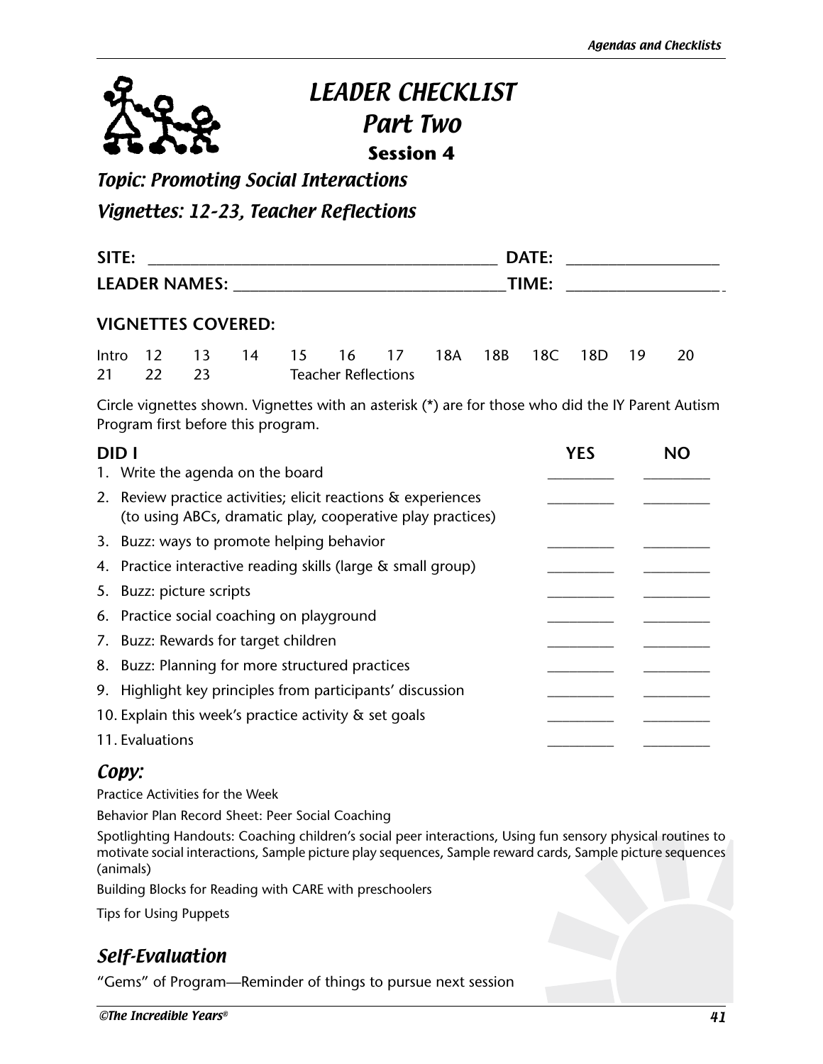# LEADER CHECKLIST
## Part Two
### Session 4

*Topic: Promoting Social Interactions*

*Vignettes: 12-23, Teacher Reflections*

**SITE:** ________________________________________ **DATE:** ________________

**LEADER NAMES:** ______________________________ **TIME:** ________________

**VIGNETTES COVERED:**

Intro 12 13 14 15 16 17 18A 18B 18C 18D 19 20
21 22 23 Teacher Reflections

Circle vignettes shown. Vignettes with an asterisk (*) are for those who did the IY Parent Autism Program first before this program.

| DID I | YES | NO |
|---|---|---|
| 1. Write the agenda on the board | ________ | ________ |
| 2. Review practice activities; elicit reactions & experiences (to using ABCs, dramatic play, cooperative play practices) | ________ | ________ |
| 3. Buzz: ways to promote helping behavior | ________ | ________ |
| 4. Practice interactive reading skills (large & small group) | ________ | ________ |
| 5. Buzz: picture scripts | ________ | ________ |
| 6. Practice social coaching on playground | ________ | ________ |
| 7. Buzz: Rewards for target children | ________ | ________ |
| 8. Buzz: Planning for more structured practices | ________ | ________ |
| 9. Highlight key principles from participants' discussion | ________ | ________ |
| 10. Explain this week's practice activity & set goals | ________ | ________ |
| 11. Evaluations | ________ | ________ |

## *Copy:*

Practice Activities for the Week

Behavior Plan Record Sheet: Peer Social Coaching

Spotlighting Handouts: Coaching children's social peer interactions, Using fun sensory physical routines to motivate social interactions, Sample picture play sequences, Sample reward cards, Sample picture sequences (animals)

Building Blocks for Reading with CARE with preschoolers

Tips for Using Puppets

## *Self-Evaluation*

"Gems" of Program—Reminder of things to pursue next session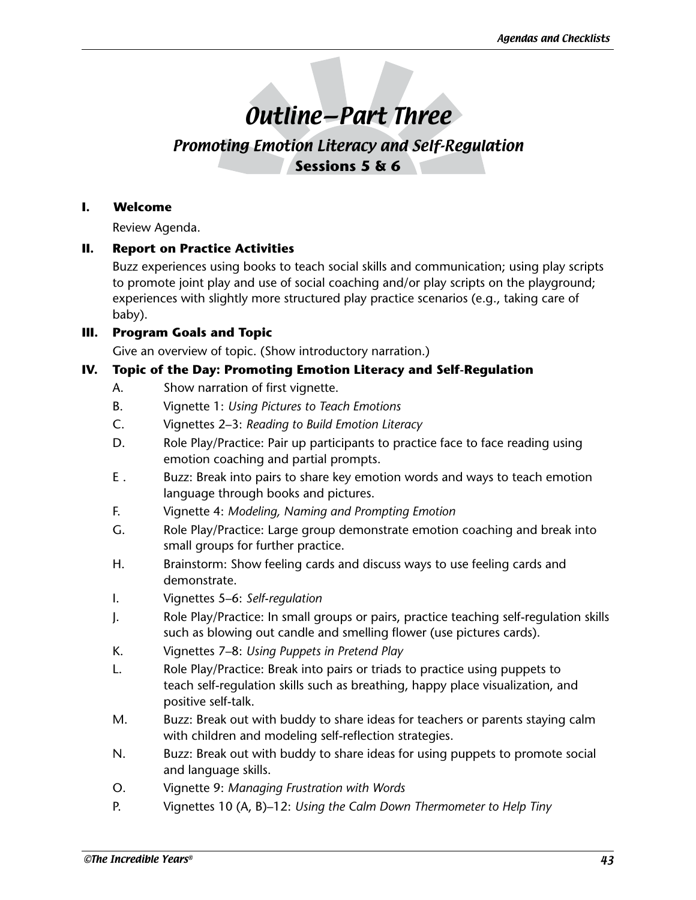# Outline—Part Three

## Promoting Emotion Literacy and Self-Regulation

### Sessions 5 & 6

**I. Welcome**

Review Agenda.

**II. Report on Practice Activities**

Buzz experiences using books to teach social skills and communication; using play scripts to promote joint play and use of social coaching and/or play scripts on the playground; experiences with slightly more structured play practice scenarios (e.g., taking care of baby).

**III. Program Goals and Topic**

Give an overview of topic. (Show introductory narration.)

**IV. Topic of the Day: Promoting Emotion Literacy and Self-Regulation**

A. Show narration of first vignette.

B. Vignette 1: *Using Pictures to Teach Emotions*

C. Vignettes 2–3: *Reading to Build Emotion Literacy*

D. Role Play/Practice: Pair up participants to practice face to face reading using emotion coaching and partial prompts.

E . Buzz: Break into pairs to share key emotion words and ways to teach emotion language through books and pictures.

F. Vignette 4: *Modeling, Naming and Prompting Emotion*

G. Role Play/Practice: Large group demonstrate emotion coaching and break into small groups for further practice.

H. Brainstorm: Show feeling cards and discuss ways to use feeling cards and demonstrate.

I. Vignettes 5–6: *Self-regulation*

J. Role Play/Practice: In small groups or pairs, practice teaching self-regulation skills such as blowing out candle and smelling flower (use pictures cards).

K. Vignettes 7–8: *Using Puppets in Pretend Play*

L. Role Play/Practice: Break into pairs or triads to practice using puppets to teach self-regulation skills such as breathing, happy place visualization, and positive self-talk.

M. Buzz: Break out with buddy to share ideas for teachers or parents staying calm with children and modeling self-reflection strategies.

N. Buzz: Break out with buddy to share ideas for using puppets to promote social and language skills.

O. Vignette 9: *Managing Frustration with Words*

P. Vignettes 10 (A, B)–12: *Using the Calm Down Thermometer to Help Tiny*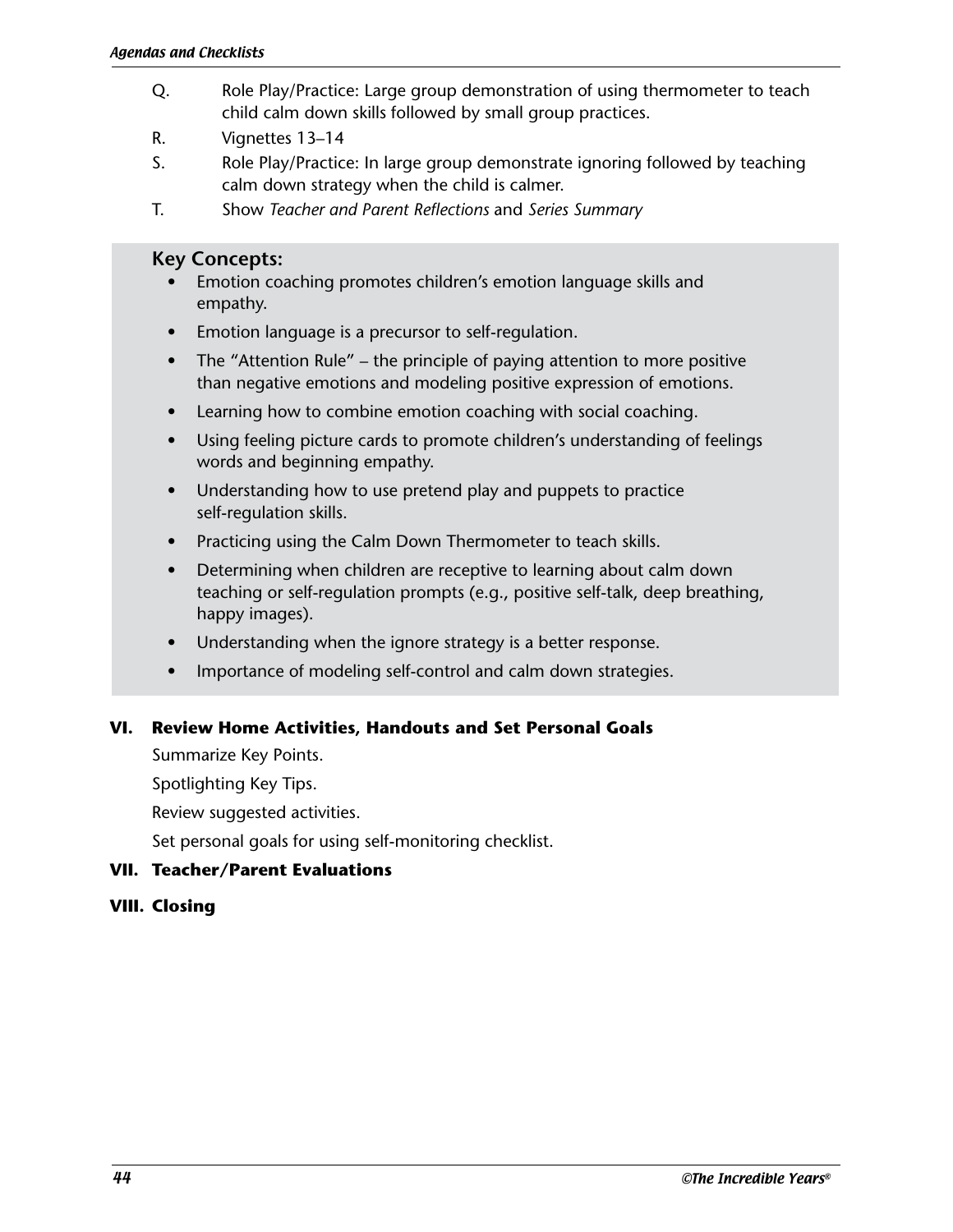Q. Role Play/Practice: Large group demonstration of using thermometer to teach child calm down skills followed by small group practices.

R. Vignettes 13–14

S. Role Play/Practice: In large group demonstrate ignoring followed by teaching calm down strategy when the child is calmer.

T. Show *Teacher and Parent Reflections* and *Series Summary*

### Key Concepts:

- Emotion coaching promotes children's emotion language skills and empathy.
- Emotion language is a precursor to self-regulation.
- The "Attention Rule" – the principle of paying attention to more positive than negative emotions and modeling positive expression of emotions.
- Learning how to combine emotion coaching with social coaching.
- Using feeling picture cards to promote children's understanding of feelings words and beginning empathy.
- Understanding how to use pretend play and puppets to practice self-regulation skills.
- Practicing using the Calm Down Thermometer to teach skills.
- Determining when children are receptive to learning about calm down teaching or self-regulation prompts (e.g., positive self-talk, deep breathing, happy images).
- Understanding when the ignore strategy is a better response.
- Importance of modeling self-control and calm down strategies.

## VI. Review Home Activities, Handouts and Set Personal Goals

Summarize Key Points.

Spotlighting Key Tips.

Review suggested activities.

Set personal goals for using self-monitoring checklist.

## VII. Teacher/Parent Evaluations

## VIII. Closing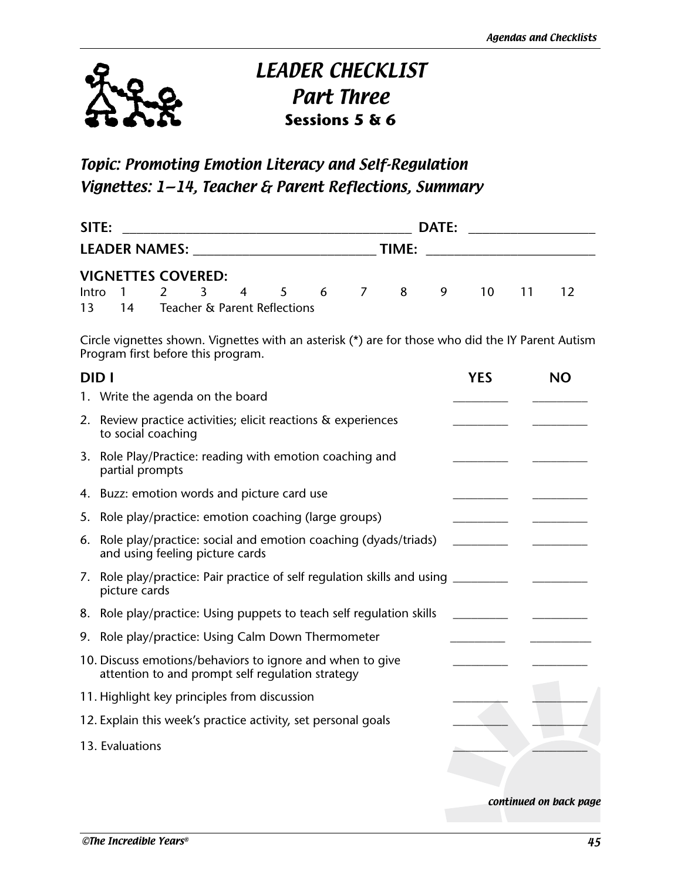# LEADER CHECKLIST
# Part Three
### Sessions 5 & 6

## *Topic: Promoting Emotion Literacy and Self-Regulation*
## *Vignettes: 1–14, Teacher & Parent Reflections, Summary*

**SITE:** ___________________________________________ **DATE:** __________________

**LEADER NAMES:** ___________________________ **TIME:** ________________________

**VIGNETTES COVERED:**
Intro 1 2 3 4 5 6 7 8 9 10 11 12
13 14 Teacher & Parent Reflections

Circle vignettes shown. Vignettes with an asterisk (*) are for those who did the IY Parent Autism Program first before this program.

| DID I | YES | NO |
|---|---|---|
| 1. Write the agenda on the board | _________ | _________ |
| 2. Review practice activities; elicit reactions & experiences to social coaching | _________ | _________ |
| 3. Role Play/Practice: reading with emotion coaching and partial prompts | _________ | _________ |
| 4. Buzz: emotion words and picture card use | _________ | _________ |
| 5. Role play/practice: emotion coaching (large groups) | _________ | _________ |
| 6. Role play/practice: social and emotion coaching (dyads/triads) and using feeling picture cards | _________ | _________ |
| 7. Role play/practice: Pair practice of self regulation skills and using picture cards | _________ | _________ |
| 8. Role play/practice: Using puppets to teach self regulation skills | _________ | _________ |
| 9. Role play/practice: Using Calm Down Thermometer | _________ | _________ |
| 10. Discuss emotions/behaviors to ignore and when to give attention to and prompt self regulation strategy | _________ | _________ |
| 11. Highlight key principles from discussion | _________ | _________ |
| 12. Explain this week's practice activity, set personal goals | _________ | _________ |
| 13. Evaluations | _________ | _________ |

*continued on back page*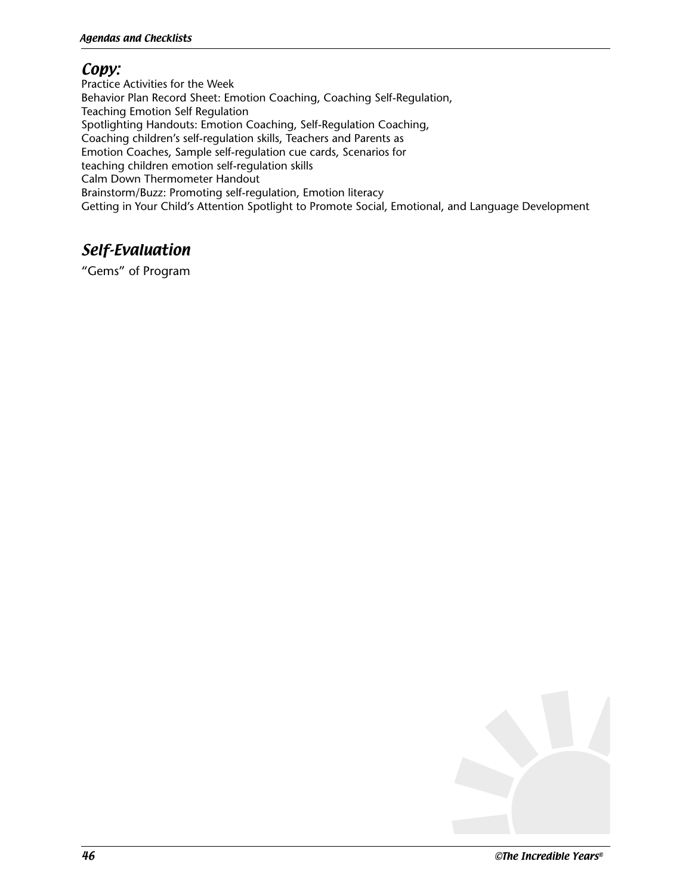## Copy:

Practice Activities for the Week
Behavior Plan Record Sheet: Emotion Coaching, Coaching Self-Regulation, Teaching Emotion Self Regulation
Spotlighting Handouts: Emotion Coaching, Self-Regulation Coaching, Coaching children's self-regulation skills, Teachers and Parents as Emotion Coaches, Sample self-regulation cue cards, Scenarios for teaching children emotion self-regulation skills
Calm Down Thermometer Handout
Brainstorm/Buzz: Promoting self-regulation, Emotion literacy
Getting in Your Child's Attention Spotlight to Promote Social, Emotional, and Language Development

## Self-Evaluation

"Gems" of Program